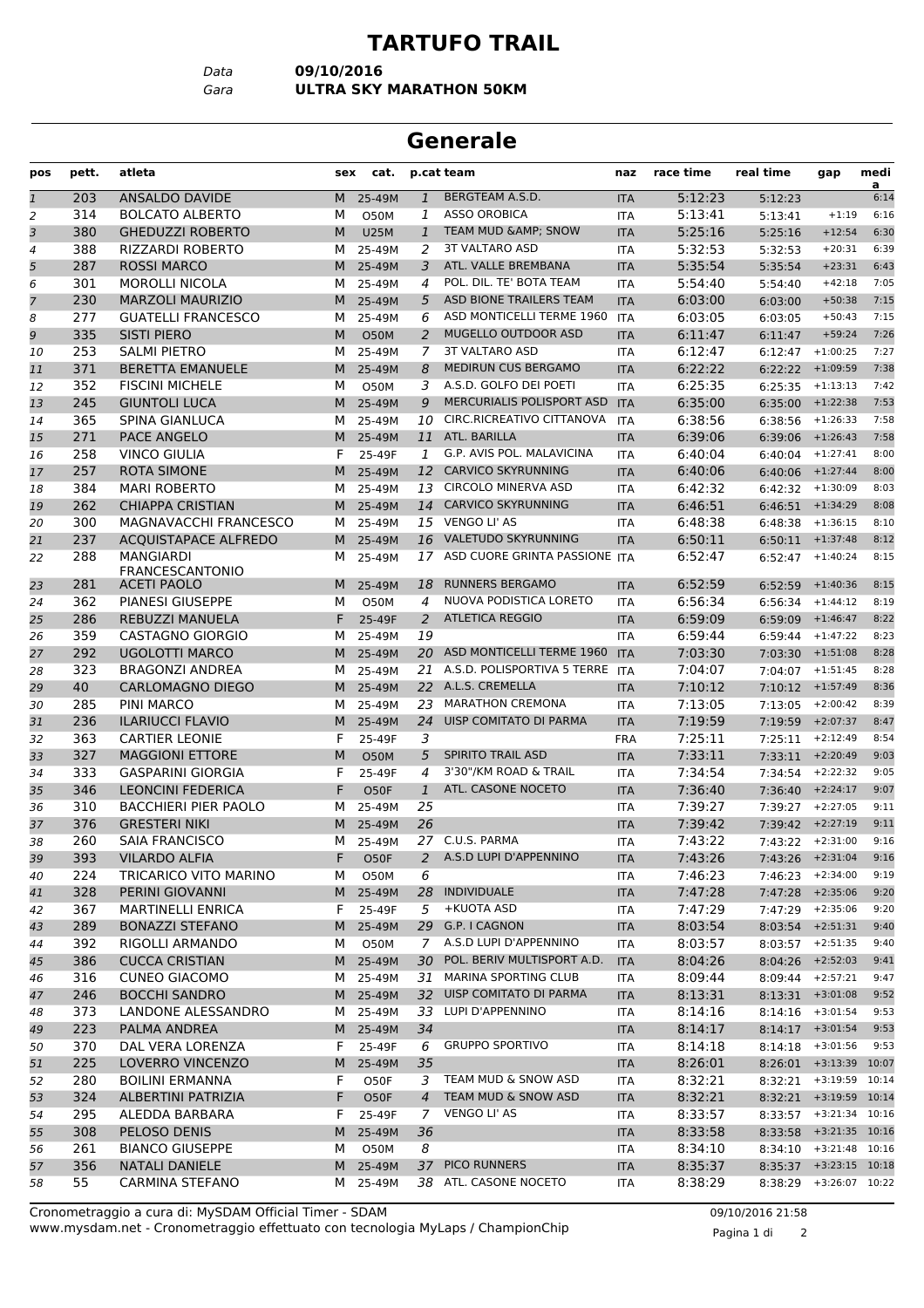# TARTUFO TRAIL

*Data* **09/10/2016**
*Gara* **ULTRA SKY MARATHON 50KM**

## Generale

| pos | pett. | atleta | sex | cat. | p.cat | team | naz | race time | real time | gap | media |
|---|---|---|---|---|---|---|---|---|---|---|---|
| 1 | 203 | ANSALDO DAVIDE | M | 25-49M | 1 | BERGTEAM A.S.D. | ITA | 5:12:23 | 5:12:23 | | 6:14 |
| 2 | 314 | BOLCATO ALBERTO | M | O50M | 1 | ASSO OROBICA | ITA | 5:13:41 | 5:13:41 | +1:19 | 6:16 |
| 3 | 380 | GHEDUZZI ROBERTO | M | U25M | 1 | TEAM MUD &AMP; SNOW | ITA | 5:25:16 | 5:25:16 | +12:54 | 6:30 |
| 4 | 388 | RIZZARDI ROBERTO | M | 25-49M | 2 | 3T VALTARO ASD | ITA | 5:32:53 | 5:32:53 | +20:31 | 6:39 |
| 5 | 287 | ROSSI MARCO | M | 25-49M | 3 | ATL. VALLE BREMBANA | ITA | 5:35:54 | 5:35:54 | +23:31 | 6:43 |
| 6 | 301 | MOROLLI NICOLA | M | 25-49M | 4 | POL. DIL. TE' BOTA TEAM | ITA | 5:54:40 | 5:54:40 | +42:18 | 7:05 |
| 7 | 230 | MARZOLI MAURIZIO | M | 25-49M | 5 | ASD BIONE TRAILERS TEAM | ITA | 6:03:00 | 6:03:00 | +50:38 | 7:15 |
| 8 | 277 | GUATELLI FRANCESCO | M | 25-49M | 6 | ASD MONTICELLI TERME 1960 | ITA | 6:03:05 | 6:03:05 | +50:43 | 7:15 |
| 9 | 335 | SISTI PIERO | M | O50M | 2 | MUGELLO OUTDOOR ASD | ITA | 6:11:47 | 6:11:47 | +59:24 | 7:26 |
| 10 | 253 | SALMI PIETRO | M | 25-49M | 7 | 3T VALTARO ASD | ITA | 6:12:47 | 6:12:47 | +1:00:25 | 7:27 |
| 11 | 371 | BERETTA EMANUELE | M | 25-49M | 8 | MEDIRUN CUS BERGAMO | ITA | 6:22:22 | 6:22:22 | +1:09:59 | 7:38 |
| 12 | 352 | FISCINI MICHELE | M | O50M | 3 | A.S.D. GOLFO DEI POETI | ITA | 6:25:35 | 6:25:35 | +1:13:13 | 7:42 |
| 13 | 245 | GIUNTOLI LUCA | M | 25-49M | 9 | MERCURIALIS POLISPORT ASD | ITA | 6:35:00 | 6:35:00 | +1:22:38 | 7:53 |
| 14 | 365 | SPINA GIANLUCA | M | 25-49M | 10 | CIRC.RICREATIVO CITTANOVA | ITA | 6:38:56 | 6:38:56 | +1:26:33 | 7:58 |
| 15 | 271 | PACE ANGELO | M | 25-49M | 11 | ATL. BARILLA | ITA | 6:39:06 | 6:39:06 | +1:26:43 | 7:58 |
| 16 | 258 | VINCO GIULIA | F | 25-49F | 1 | G.P. AVIS POL. MALAVICINA | ITA | 6:40:04 | 6:40:04 | +1:27:41 | 8:00 |
| 17 | 257 | ROTA SIMONE | M | 25-49M | 12 | CARVICO SKYRUNNING | ITA | 6:40:06 | 6:40:06 | +1:27:44 | 8:00 |
| 18 | 384 | MARI ROBERTO | M | 25-49M | 13 | CIRCOLO MINERVA ASD | ITA | 6:42:32 | 6:42:32 | +1:30:09 | 8:03 |
| 19 | 262 | CHIAPPA CRISTIAN | M | 25-49M | 14 | CARVICO SKYRUNNING | ITA | 6:46:51 | 6:46:51 | +1:34:29 | 8:08 |
| 20 | 300 | MAGNAVACCHI FRANCESCO | M | 25-49M | 15 | VENGO LI' AS | ITA | 6:48:38 | 6:48:38 | +1:36:15 | 8:10 |
| 21 | 237 | ACQUISTAPACE ALFREDO | M | 25-49M | 16 | VALETUDO SKYRUNNING | ITA | 6:50:11 | 6:50:11 | +1:37:48 | 8:12 |
| 22 | 288 | MANGIARDI FRANCESCANTONIO | M | 25-49M | 17 | ASD CUORE GRINTA PASSIONE | ITA | 6:52:47 | 6:52:47 | +1:40:24 | 8:15 |
| 23 | 281 | ACETI PAOLO | M | 25-49M | 18 | RUNNERS BERGAMO | ITA | 6:52:59 | 6:52:59 | +1:40:36 | 8:15 |
| 24 | 362 | PIANESI GIUSEPPE | M | O50M | 4 | NUOVA PODISTICA LORETO | ITA | 6:56:34 | 6:56:34 | +1:44:12 | 8:19 |
| 25 | 286 | REBUZZI MANUELA | F | 25-49F | 2 | ATLETICA REGGIO | ITA | 6:59:09 | 6:59:09 | +1:46:47 | 8:22 |
| 26 | 359 | CASTAGNO GIORGIO | M | 25-49M | 19 | | ITA | 6:59:44 | 6:59:44 | +1:47:22 | 8:23 |
| 27 | 292 | UGOLOTTI MARCO | M | 25-49M | 20 | ASD MONTICELLI TERME 1960 | ITA | 7:03:30 | 7:03:30 | +1:51:08 | 8:28 |
| 28 | 323 | BRAGONZI ANDREA | M | 25-49M | 21 | A.S.D. POLISPORTIVA 5 TERRE | ITA | 7:04:07 | 7:04:07 | +1:51:45 | 8:28 |
| 29 | 40 | CARLOMAGNO DIEGO | M | 25-49M | 22 | A.L.S. CREMELLA | ITA | 7:10:12 | 7:10:12 | +1:57:49 | 8:36 |
| 30 | 285 | PINI MARCO | M | 25-49M | 23 | MARATHON CREMONA | ITA | 7:13:05 | 7:13:05 | +2:00:42 | 8:39 |
| 31 | 236 | ILARIUCCI FLAVIO | M | 25-49M | 24 | UISP COMITATO DI PARMA | ITA | 7:19:59 | 7:19:59 | +2:07:37 | 8:47 |
| 32 | 363 | CARTIER LEONIE | F | 25-49F | 3 | | FRA | 7:25:11 | 7:25:11 | +2:12:49 | 8:54 |
| 33 | 327 | MAGGIONI ETTORE | M | O50M | 5 | SPIRITO TRAIL ASD | ITA | 7:33:11 | 7:33:11 | +2:20:49 | 9:03 |
| 34 | 333 | GASPARINI GIORGIA | F | 25-49F | 4 | 3'30"/KM ROAD & TRAIL | ITA | 7:34:54 | 7:34:54 | +2:22:32 | 9:05 |
| 35 | 346 | LEONCINI FEDERICA | F | O50F | 1 | ATL. CASONE NOCETO | ITA | 7:36:40 | 7:36:40 | +2:24:17 | 9:07 |
| 36 | 310 | BACCHIERI PIER PAOLO | M | 25-49M | 25 | | ITA | 7:39:27 | 7:39:27 | +2:27:05 | 9:11 |
| 37 | 376 | GRESTERI NIKI | M | 25-49M | 26 | | ITA | 7:39:42 | 7:39:42 | +2:27:19 | 9:11 |
| 38 | 260 | SAIA FRANCISCO | M | 25-49M | 27 | C.U.S. PARMA | ITA | 7:43:22 | 7:43:22 | +2:31:00 | 9:16 |
| 39 | 393 | VILARDO ALFIA | F | O50F | 2 | A.S.D LUPI D'APPENNINO | ITA | 7:43:26 | 7:43:26 | +2:31:04 | 9:16 |
| 40 | 224 | TRICARICO VITO MARINO | M | O50M | 6 | | ITA | 7:46:23 | 7:46:23 | +2:34:00 | 9:19 |
| 41 | 328 | PERINI GIOVANNI | M | 25-49M | 28 | INDIVIDUALE | ITA | 7:47:28 | 7:47:28 | +2:35:06 | 9:20 |
| 42 | 367 | MARTINELLI ENRICA | F | 25-49F | 5 | +KUOTA ASD | ITA | 7:47:29 | 7:47:29 | +2:35:06 | 9:20 |
| 43 | 289 | BONAZZI STEFANO | M | 25-49M | 29 | G.P. I CAGNON | ITA | 8:03:54 | 8:03:54 | +2:51:31 | 9:40 |
| 44 | 392 | RIGOLLI ARMANDO | M | O50M | 7 | A.S.D LUPI D'APPENNINO | ITA | 8:03:57 | 8:03:57 | +2:51:35 | 9:40 |
| 45 | 386 | CUCCA CRISTIAN | M | 25-49M | 30 | POL. BERIV MULTISPORT A.D. | ITA | 8:04:26 | 8:04:26 | +2:52:03 | 9:41 |
| 46 | 316 | CUNEO GIACOMO | M | 25-49M | 31 | MARINA SPORTING CLUB | ITA | 8:09:44 | 8:09:44 | +2:57:21 | 9:47 |
| 47 | 246 | BOCCHI SANDRO | M | 25-49M | 32 | UISP COMITATO DI PARMA | ITA | 8:13:31 | 8:13:31 | +3:01:08 | 9:52 |
| 48 | 373 | LANDONE ALESSANDRO | M | 25-49M | 33 | LUPI D'APPENNINO | ITA | 8:14:16 | 8:14:16 | +3:01:54 | 9:53 |
| 49 | 223 | PALMA ANDREA | M | 25-49M | 34 | | ITA | 8:14:17 | 8:14:17 | +3:01:54 | 9:53 |
| 50 | 370 | DAL VERA LORENZA | F | 25-49F | 6 | GRUPPO SPORTIVO | ITA | 8:14:18 | 8:14:18 | +3:01:56 | 9:53 |
| 51 | 225 | LOVERRO VINCENZO | M | 25-49M | 35 | | ITA | 8:26:01 | 8:26:01 | +3:13:39 | 10:07 |
| 52 | 280 | BOILINI ERMANNA | F | O50F | 3 | TEAM MUD & SNOW ASD | ITA | 8:32:21 | 8:32:21 | +3:19:59 | 10:14 |
| 53 | 324 | ALBERTINI PATRIZIA | F | O50F | 4 | TEAM MUD & SNOW ASD | ITA | 8:32:21 | 8:32:21 | +3:19:59 | 10:14 |
| 54 | 295 | ALEDDA BARBARA | F | 25-49F | 7 | VENGO LI' AS | ITA | 8:33:57 | 8:33:57 | +3:21:34 | 10:16 |
| 55 | 308 | PELOSO DENIS | M | 25-49M | 36 | | ITA | 8:33:58 | 8:33:58 | +3:21:35 | 10:16 |
| 56 | 261 | BIANCO GIUSEPPE | M | O50M | 8 | | ITA | 8:34:10 | 8:34:10 | +3:21:48 | 10:16 |
| 57 | 356 | NATALI DANIELE | M | 25-49M | 37 | PICO RUNNERS | ITA | 8:35:37 | 8:35:37 | +3:23:15 | 10:18 |
| 58 | 55 | CARMINA STEFANO | M | 25-49M | 38 | ATL. CASONE NOCETO | ITA | 8:38:29 | 8:38:29 | +3:26:07 | 10:22 |

Cronometraggio a cura di: MySDAM Official Timer - SDAM
www.mysdam.net - Cronometraggio effettuato con tecnologia MyLaps / ChampionChip

09/10/2016 21:58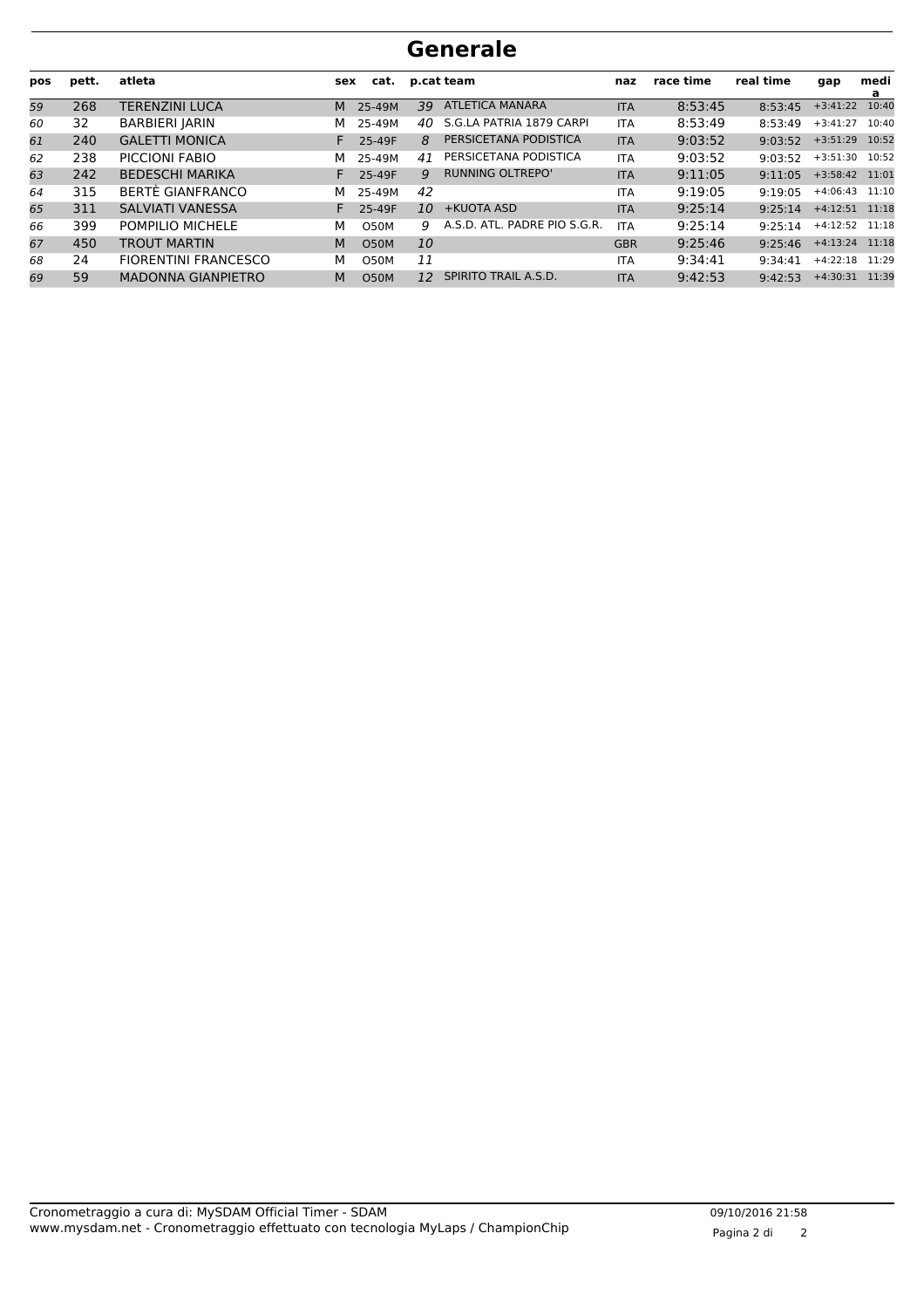# Generale

| pos | pett. | atleta | sex | cat. | p.cat | team | naz | race time | real time | gap | media |
|---|---|---|---|---|---|---|---|---|---|---|---|
| 59 | 268 | TERENZINI LUCA | M | 25-49M | 39 | ATLETICA MANARA | ITA | 8:53:45 | 8:53:45 | +3:41:22 | 10:40 |
| 60 | 32 | BARBIERI JARIN | M | 25-49M | 40 | S.G.LA PATRIA 1879 CARPI | ITA | 8:53:49 | 8:53:49 | +3:41:27 | 10:40 |
| 61 | 240 | GALETTI MONICA | F | 25-49F | 8 | PERSICETANA PODISTICA | ITA | 9:03:52 | 9:03:52 | +3:51:29 | 10:52 |
| 62 | 238 | PICCIONI FABIO | M | 25-49M | 41 | PERSICETANA PODISTICA | ITA | 9:03:52 | 9:03:52 | +3:51:30 | 10:52 |
| 63 | 242 | BEDESCHI MARIKA | F | 25-49F | 9 | RUNNING OLTREPO' | ITA | 9:11:05 | 9:11:05 | +3:58:42 | 11:01 |
| 64 | 315 | BERTÈ GIANFRANCO | M | 25-49M | 42 | | ITA | 9:19:05 | 9:19:05 | +4:06:43 | 11:10 |
| 65 | 311 | SALVIATI VANESSA | F | 25-49F | 10 | +KUOTA ASD | ITA | 9:25:14 | 9:25:14 | +4:12:51 | 11:18 |
| 66 | 399 | POMPILIO MICHELE | M | O50M | 9 | A.S.D. ATL. PADRE PIO S.G.R. | ITA | 9:25:14 | 9:25:14 | +4:12:52 | 11:18 |
| 67 | 450 | TROUT MARTIN | M | O50M | 10 | | GBR | 9:25:46 | 9:25:46 | +4:13:24 | 11:18 |
| 68 | 24 | FIORENTINI FRANCESCO | M | O50M | 11 | | ITA | 9:34:41 | 9:34:41 | +4:22:18 | 11:29 |
| 69 | 59 | MADONNA GIANPIETRO | M | O50M | 12 | SPIRITO TRAIL A.S.D. | ITA | 9:42:53 | 9:42:53 | +4:30:31 | 11:39 |

Cronometraggio a cura di: MySDAM Official Timer - SDAM
www.mysdam.net - Cronometraggio effettuato con tecnologia MyLaps / ChampionChip

09/10/2016 21:58